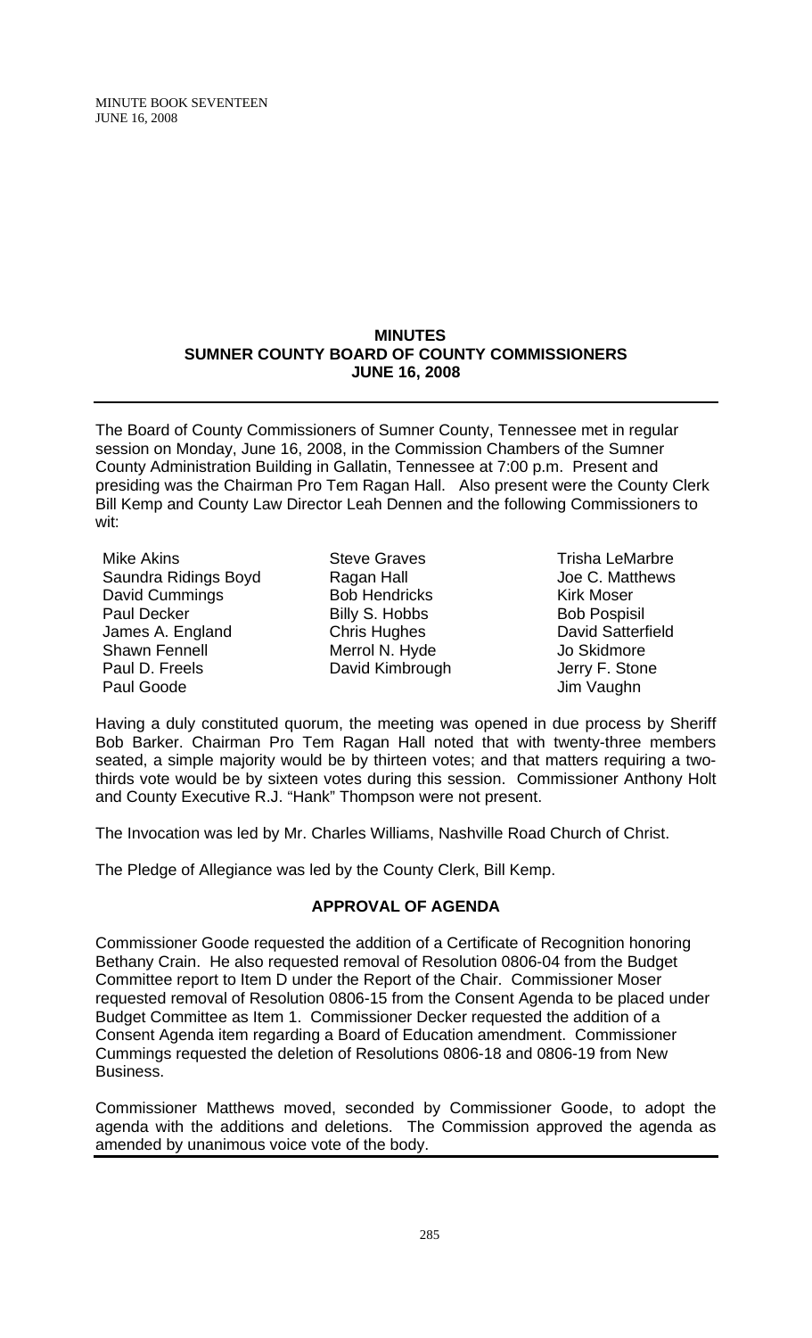## MINUTES
## SUMNER COUNTY BOARD OF COUNTY COMMISSIONERS
## JUNE 16, 2008

The Board of County Commissioners of Sumner County, Tennessee met in regular session on Monday, June 16, 2008, in the Commission Chambers of the Sumner County Administration Building in Gallatin, Tennessee at 7:00 p.m. Present and presiding was the Chairman Pro Tem Ragan Hall. Also present were the County Clerk Bill Kemp and County Law Director Leah Dennen and the following Commissioners to wit:

Mike Akins
Saundra Ridings Boyd
David Cummings
Paul Decker
James A. England
Shawn Fennell
Paul D. Freels
Paul Goode
Steve Graves
Ragan Hall
Bob Hendricks
Billy S. Hobbs
Chris Hughes
Merrol N. Hyde
David Kimbrough
Trisha LeMarbre
Joe C. Matthews
Kirk Moser
Bob Pospisil
David Satterfield
Jo Skidmore
Jerry F. Stone
Jim Vaughn

Having a duly constituted quorum, the meeting was opened in due process by Sheriff Bob Barker. Chairman Pro Tem Ragan Hall noted that with twenty-three members seated, a simple majority would be by thirteen votes; and that matters requiring a two-thirds vote would be by sixteen votes during this session. Commissioner Anthony Holt and County Executive R.J. "Hank" Thompson were not present.

The Invocation was led by Mr. Charles Williams, Nashville Road Church of Christ.

The Pledge of Allegiance was led by the County Clerk, Bill Kemp.

### APPROVAL OF AGENDA

Commissioner Goode requested the addition of a Certificate of Recognition honoring Bethany Crain. He also requested removal of Resolution 0806-04 from the Budget Committee report to Item D under the Report of the Chair. Commissioner Moser requested removal of Resolution 0806-15 from the Consent Agenda to be placed under Budget Committee as Item 1. Commissioner Decker requested the addition of a Consent Agenda item regarding a Board of Education amendment. Commissioner Cummings requested the deletion of Resolutions 0806-18 and 0806-19 from New Business.

Commissioner Matthews moved, seconded by Commissioner Goode, to adopt the agenda with the additions and deletions. The Commission approved the agenda as amended by unanimous voice vote of the body.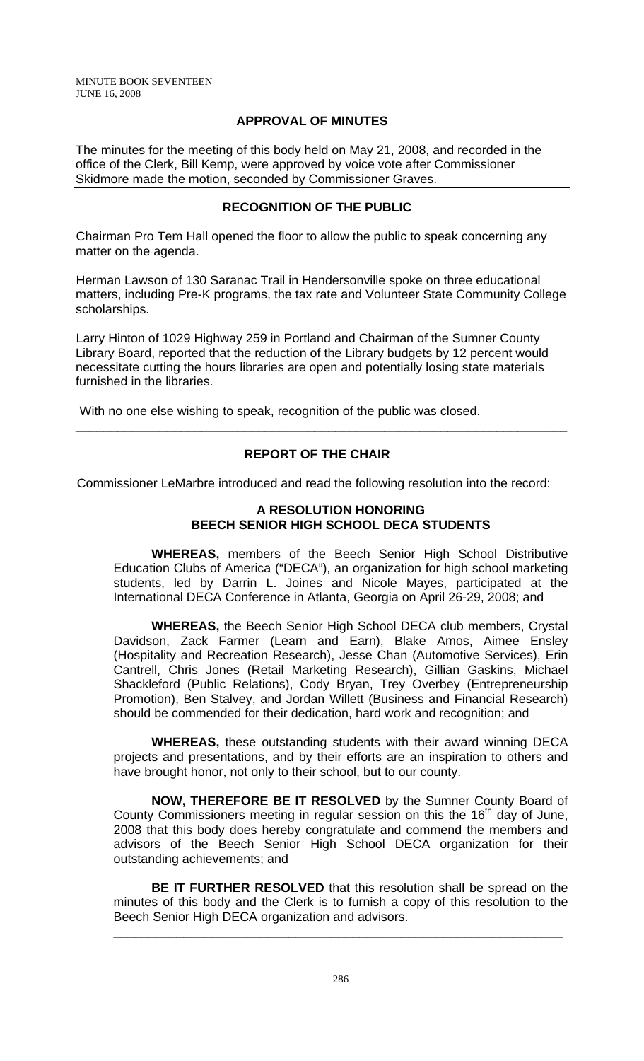## APPROVAL OF MINUTES

The minutes for the meeting of this body held on May 21, 2008, and recorded in the office of the Clerk, Bill Kemp, were approved by voice vote after Commissioner Skidmore made the motion, seconded by Commissioner Graves.

## RECOGNITION OF THE PUBLIC

Chairman Pro Tem Hall opened the floor to allow the public to speak concerning any matter on the agenda.

Herman Lawson of 130 Saranac Trail in Hendersonville spoke on three educational matters, including Pre-K programs, the tax rate and Volunteer State Community College scholarships.

Larry Hinton of 1029 Highway 259 in Portland and Chairman of the Sumner County Library Board, reported that the reduction of the Library budgets by 12 percent would necessitate cutting the hours libraries are open and potentially losing state materials furnished in the libraries.

With no one else wishing to speak, recognition of the public was closed.

---

## REPORT OF THE CHAIR

Commissioner LeMarbre introduced and read the following resolution into the record:

### A RESOLUTION HONORING BEECH SENIOR HIGH SCHOOL DECA STUDENTS

**WHEREAS,** members of the Beech Senior High School Distributive Education Clubs of America ("DECA"), an organization for high school marketing students, led by Darrin L. Joines and Nicole Mayes, participated at the International DECA Conference in Atlanta, Georgia on April 26-29, 2008; and

**WHEREAS,** the Beech Senior High School DECA club members, Crystal Davidson, Zack Farmer (Learn and Earn), Blake Amos, Aimee Ensley (Hospitality and Recreation Research), Jesse Chan (Automotive Services), Erin Cantrell, Chris Jones (Retail Marketing Research), Gillian Gaskins, Michael Shackleford (Public Relations), Cody Bryan, Trey Overbey (Entrepreneurship Promotion), Ben Stalvey, and Jordan Willett (Business and Financial Research) should be commended for their dedication, hard work and recognition; and

**WHEREAS,** these outstanding students with their award winning DECA projects and presentations, and by their efforts are an inspiration to others and have brought honor, not only to their school, but to our county.

**NOW, THEREFORE BE IT RESOLVED** by the Sumner County Board of County Commissioners meeting in regular session on this the 16th day of June, 2008 that this body does hereby congratulate and commend the members and advisors of the Beech Senior High School DECA organization for their outstanding achievements; and

**BE IT FURTHER RESOLVED** that this resolution shall be spread on the minutes of this body and the Clerk is to furnish a copy of this resolution to the Beech Senior High DECA organization and advisors.

---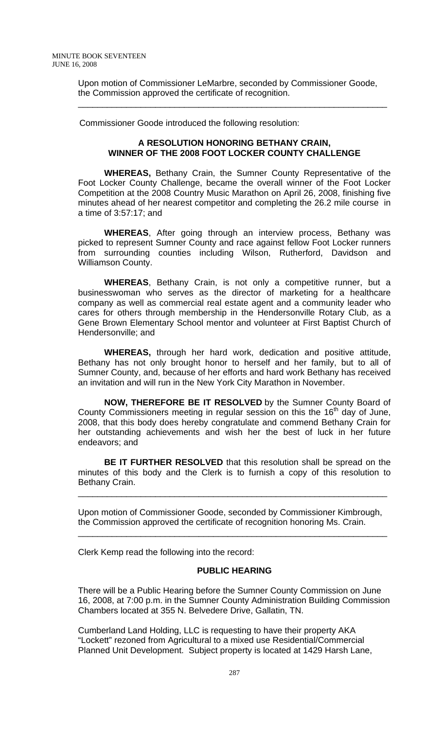Upon motion of Commissioner LeMarbre, seconded by Commissioner Goode, the Commission approved the certificate of recognition.

---

Commissioner Goode introduced the following resolution:

**A RESOLUTION HONORING BETHANY CRAIN, WINNER OF THE 2008 FOOT LOCKER COUNTY CHALLENGE**

**WHEREAS,** Bethany Crain, the Sumner County Representative of the Foot Locker County Challenge, became the overall winner of the Foot Locker Competition at the 2008 Country Music Marathon on April 26, 2008, finishing five minutes ahead of her nearest competitor and completing the 26.2 mile course in a time of 3:57:17; and

**WHEREAS**, After going through an interview process, Bethany was picked to represent Sumner County and race against fellow Foot Locker runners from surrounding counties including Wilson, Rutherford, Davidson and Williamson County.

**WHEREAS**, Bethany Crain, is not only a competitive runner, but a businesswoman who serves as the director of marketing for a healthcare company as well as commercial real estate agent and a community leader who cares for others through membership in the Hendersonville Rotary Club, as a Gene Brown Elementary School mentor and volunteer at First Baptist Church of Hendersonville; and

**WHEREAS,** through her hard work, dedication and positive attitude, Bethany has not only brought honor to herself and her family, but to all of Sumner County, and, because of her efforts and hard work Bethany has received an invitation and will run in the New York City Marathon in November.

**NOW, THEREFORE BE IT RESOLVED** by the Sumner County Board of County Commissioners meeting in regular session on this the 16th day of June, 2008, that this body does hereby congratulate and commend Bethany Crain for her outstanding achievements and wish her the best of luck in her future endeavors; and

**BE IT FURTHER RESOLVED** that this resolution shall be spread on the minutes of this body and the Clerk is to furnish a copy of this resolution to Bethany Crain.

---

Upon motion of Commissioner Goode, seconded by Commissioner Kimbrough, the Commission approved the certificate of recognition honoring Ms. Crain.

---

Clerk Kemp read the following into the record:

**PUBLIC HEARING**

There will be a Public Hearing before the Sumner County Commission on June 16, 2008, at 7:00 p.m. in the Sumner County Administration Building Commission Chambers located at 355 N. Belvedere Drive, Gallatin, TN.

Cumberland Land Holding, LLC is requesting to have their property AKA "Lockett" rezoned from Agricultural to a mixed use Residential/Commercial Planned Unit Development. Subject property is located at 1429 Harsh Lane,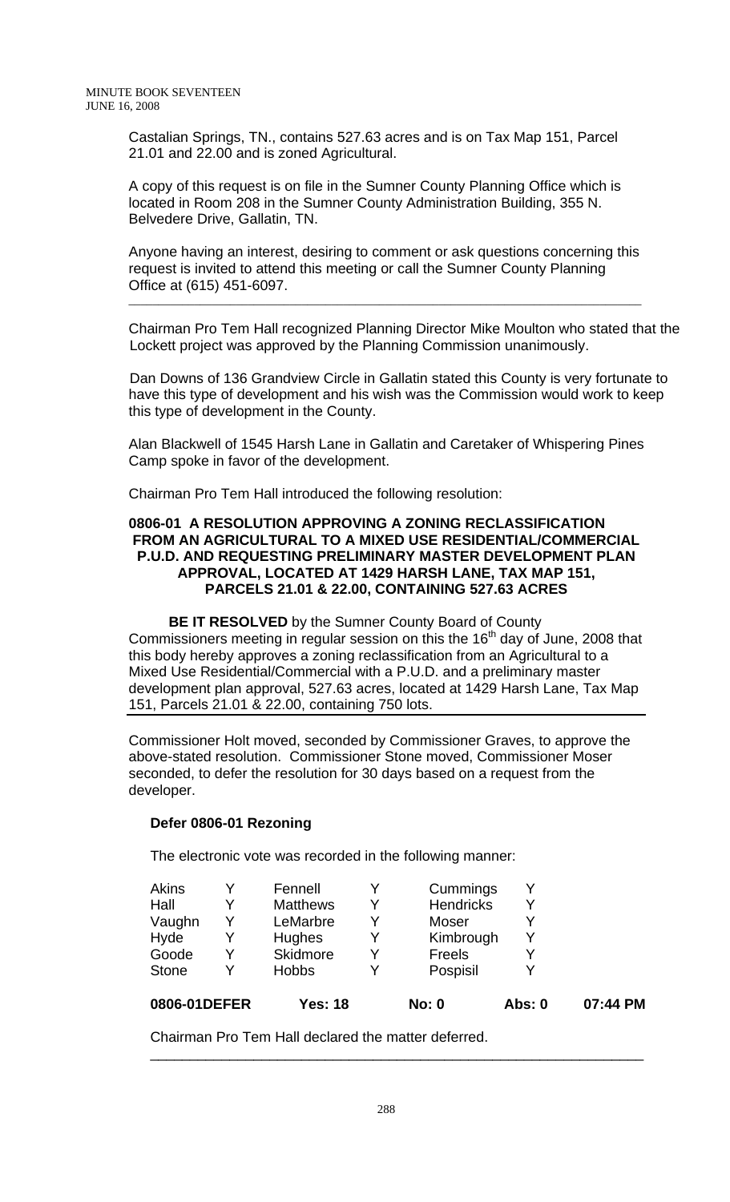Castalian Springs, TN., contains 527.63 acres and is on Tax Map 151, Parcel 21.01 and 22.00 and is zoned Agricultural.

A copy of this request is on file in the Sumner County Planning Office which is located in Room 208 in the Sumner County Administration Building, 355 N. Belvedere Drive, Gallatin, TN.

Anyone having an interest, desiring to comment or ask questions concerning this request is invited to attend this meeting or call the Sumner County Planning Office at (615) 451-6097.

---

Chairman Pro Tem Hall recognized Planning Director Mike Moulton who stated that the Lockett project was approved by the Planning Commission unanimously.

Dan Downs of 136 Grandview Circle in Gallatin stated this County is very fortunate to have this type of development and his wish was the Commission would work to keep this type of development in the County.

Alan Blackwell of 1545 Harsh Lane in Gallatin and Caretaker of Whispering Pines Camp spoke in favor of the development.

Chairman Pro Tem Hall introduced the following resolution:

**0806-01 A RESOLUTION APPROVING A ZONING RECLASSIFICATION FROM AN AGRICULTURAL TO A MIXED USE RESIDENTIAL/COMMERCIAL P.U.D. AND REQUESTING PRELIMINARY MASTER DEVELOPMENT PLAN APPROVAL, LOCATED AT 1429 HARSH LANE, TAX MAP 151, PARCELS 21.01 & 22.00, CONTAINING 527.63 ACRES**

**BE IT RESOLVED** by the Sumner County Board of County Commissioners meeting in regular session on this the 16th day of June, 2008 that this body hereby approves a zoning reclassification from an Agricultural to a Mixed Use Residential/Commercial with a P.U.D. and a preliminary master development plan approval, 527.63 acres, located at 1429 Harsh Lane, Tax Map 151, Parcels 21.01 & 22.00, containing 750 lots.

---

Commissioner Holt moved, seconded by Commissioner Graves, to approve the above-stated resolution. Commissioner Stone moved, Commissioner Moser seconded, to defer the resolution for 30 days based on a request from the developer.

**Defer 0806-01 Rezoning**

The electronic vote was recorded in the following manner:

| | | | | | | |
|---|---|---|---|---|---|---|
| Akins | Y | Fennell | Y | Cummings | Y | |
| Hall | Y | Matthews | Y | Hendricks | Y | |
| Vaughn | Y | LeMarbre | Y | Moser | Y | |
| Hyde | Y | Hughes | Y | Kimbrough | Y | |
| Goode | Y | Skidmore | Y | Freels | Y | |
| Stone | Y | Hobbs | Y | Pospisil | Y | |
| **0806-01DEFER** | | **Yes: 18** | | **No: 0** | **Abs: 0** | **07:44 PM** |

Chairman Pro Tem Hall declared the matter deferred.

---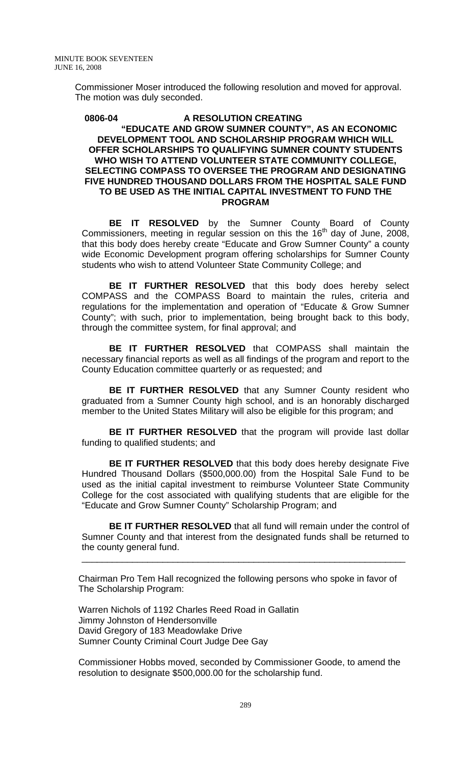Commissioner Moser introduced the following resolution and moved for approval. The motion was duly seconded.

**0806-04 A RESOLUTION CREATING "EDUCATE AND GROW SUMNER COUNTY", AS AN ECONOMIC DEVELOPMENT TOOL AND SCHOLARSHIP PROGRAM WHICH WILL OFFER SCHOLARSHIPS TO QUALIFYING SUMNER COUNTY STUDENTS WHO WISH TO ATTEND VOLUNTEER STATE COMMUNITY COLLEGE, SELECTING COMPASS TO OVERSEE THE PROGRAM AND DESIGNATING FIVE HUNDRED THOUSAND DOLLARS FROM THE HOSPITAL SALE FUND TO BE USED AS THE INITIAL CAPITAL INVESTMENT TO FUND THE PROGRAM**

**BE IT RESOLVED** by the Sumner County Board of County Commissioners, meeting in regular session on this the 16th day of June, 2008, that this body does hereby create "Educate and Grow Sumner County" a county wide Economic Development program offering scholarships for Sumner County students who wish to attend Volunteer State Community College; and

**BE IT FURTHER RESOLVED** that this body does hereby select COMPASS and the COMPASS Board to maintain the rules, criteria and regulations for the implementation and operation of "Educate & Grow Sumner County"; with such, prior to implementation, being brought back to this body, through the committee system, for final approval; and

**BE IT FURTHER RESOLVED** that COMPASS shall maintain the necessary financial reports as well as all findings of the program and report to the County Education committee quarterly or as requested; and

**BE IT FURTHER RESOLVED** that any Sumner County resident who graduated from a Sumner County high school, and is an honorably discharged member to the United States Military will also be eligible for this program; and

**BE IT FURTHER RESOLVED** that the program will provide last dollar funding to qualified students; and

**BE IT FURTHER RESOLVED** that this body does hereby designate Five Hundred Thousand Dollars ($500,000.00) from the Hospital Sale Fund to be used as the initial capital investment to reimburse Volunteer State Community College for the cost associated with qualifying students that are eligible for the "Educate and Grow Sumner County" Scholarship Program; and

**BE IT FURTHER RESOLVED** that all fund will remain under the control of Sumner County and that interest from the designated funds shall be returned to the county general fund.

---

Chairman Pro Tem Hall recognized the following persons who spoke in favor of The Scholarship Program:

Warren Nichols of 1192 Charles Reed Road in Gallatin
Jimmy Johnston of Hendersonville
David Gregory of 183 Meadowlake Drive
Sumner County Criminal Court Judge Dee Gay

Commissioner Hobbs moved, seconded by Commissioner Goode, to amend the resolution to designate $500,000.00 for the scholarship fund.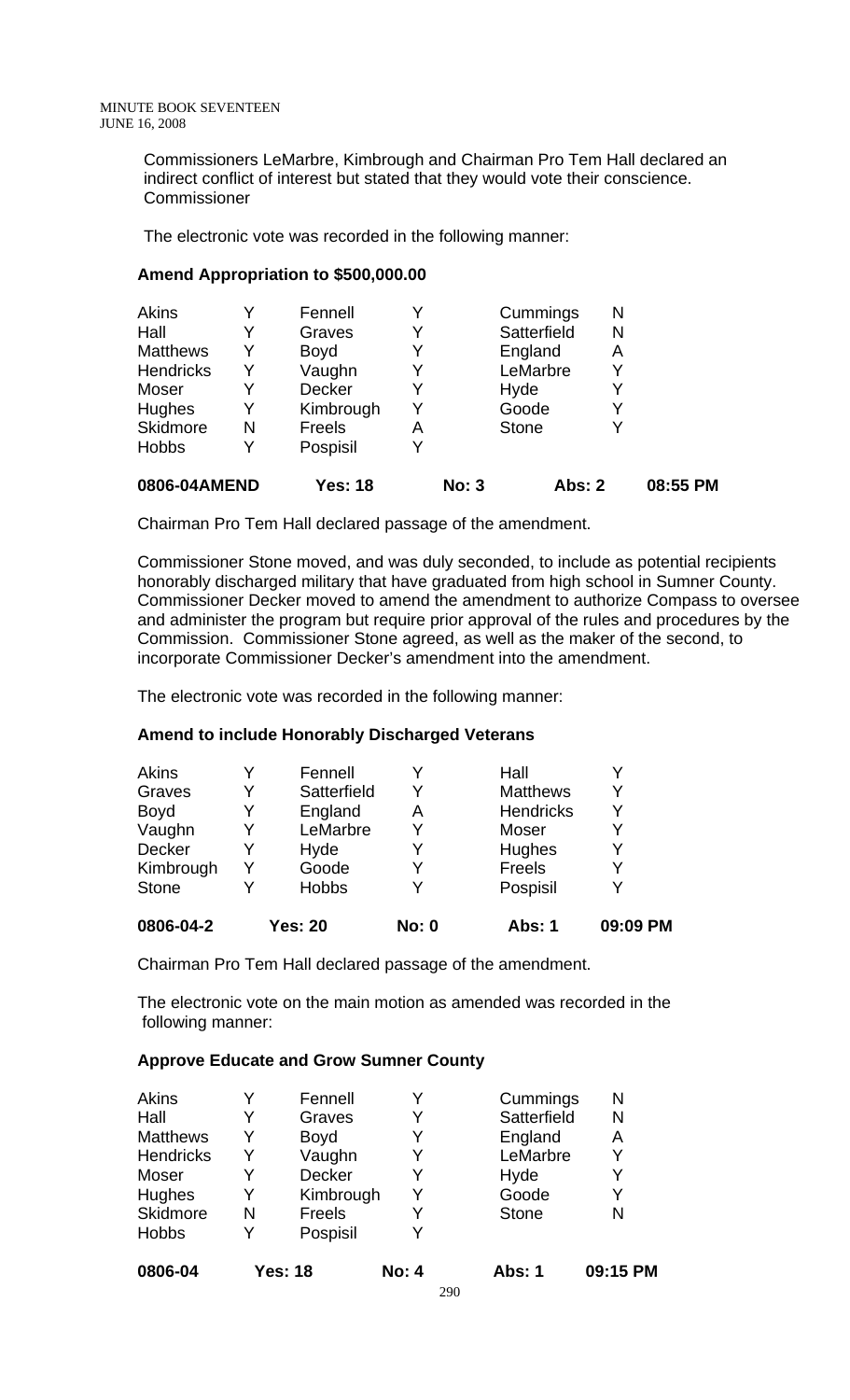Commissioners LeMarbre, Kimbrough and Chairman Pro Tem Hall declared an indirect conflict of interest but stated that they would vote their conscience. Commissioner

The electronic vote was recorded in the following manner:

**Amend Appropriation to $500,000.00**

| | | | | | |
|---|---|---|---|---|---|
| Akins | Y | Fennell | Y | Cummings | N |
| Hall | Y | Graves | Y | Satterfield | N |
| Matthews | Y | Boyd | Y | England | A |
| Hendricks | Y | Vaughn | Y | LeMarbre | Y |
| Moser | Y | Decker | Y | Hyde | Y |
| Hughes | Y | Kimbrough | Y | Goode | Y |
| Skidmore | N | Freels | A | Stone | Y |
| Hobbs | Y | Pospisil | Y | | |

**0806-04AMEND Yes: 18 No: 3 Abs: 2 08:55 PM**

Chairman Pro Tem Hall declared passage of the amendment.

Commissioner Stone moved, and was duly seconded, to include as potential recipients honorably discharged military that have graduated from high school in Sumner County. Commissioner Decker moved to amend the amendment to authorize Compass to oversee and administer the program but require prior approval of the rules and procedures by the Commission. Commissioner Stone agreed, as well as the maker of the second, to incorporate Commissioner Decker's amendment into the amendment.

The electronic vote was recorded in the following manner:

**Amend to include Honorably Discharged Veterans**

| | | | | | |
|---|---|---|---|---|---|
| Akins | Y | Fennell | Y | Hall | Y |
| Graves | Y | Satterfield | Y | Matthews | Y |
| Boyd | Y | England | A | Hendricks | Y |
| Vaughn | Y | LeMarbre | Y | Moser | Y |
| Decker | Y | Hyde | Y | Hughes | Y |
| Kimbrough | Y | Goode | Y | Freels | Y |
| Stone | Y | Hobbs | Y | Pospisil | Y |

**0806-04-2 Yes: 20 No: 0 Abs: 1 09:09 PM**

Chairman Pro Tem Hall declared passage of the amendment.

The electronic vote on the main motion as amended was recorded in the following manner:

**Approve Educate and Grow Sumner County**

| | | | | | |
|---|---|---|---|---|---|
| Akins | Y | Fennell | Y | Cummings | N |
| Hall | Y | Graves | Y | Satterfield | N |
| Matthews | Y | Boyd | Y | England | A |
| Hendricks | Y | Vaughn | Y | LeMarbre | Y |
| Moser | Y | Decker | Y | Hyde | Y |
| Hughes | Y | Kimbrough | Y | Goode | Y |
| Skidmore | N | Freels | Y | Stone | N |
| Hobbs | Y | Pospisil | Y | | |

**0806-04 Yes: 18 No: 4 Abs: 1 09:15 PM**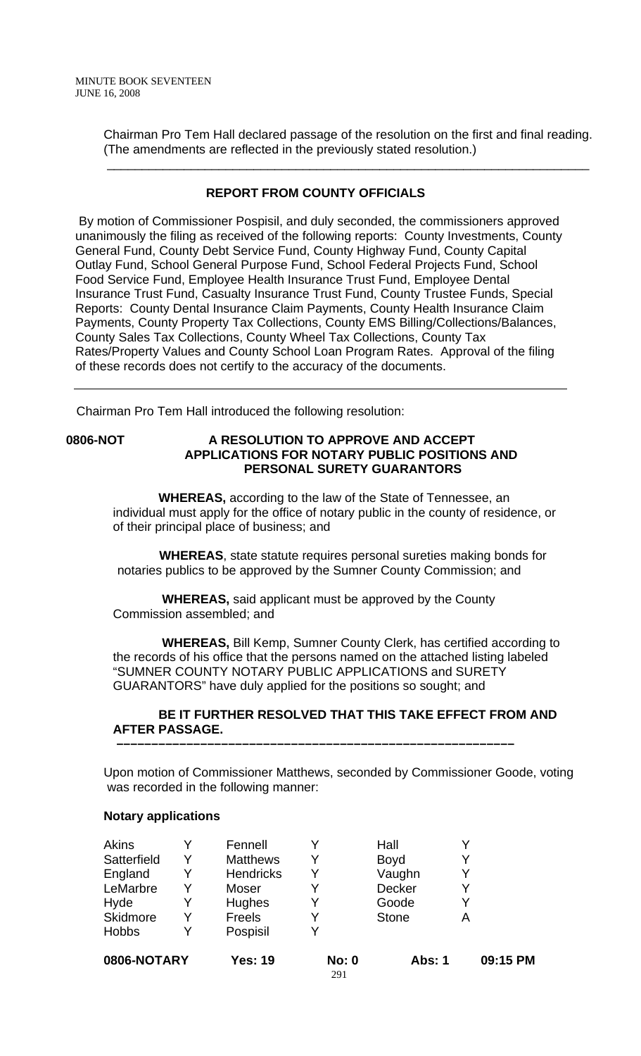Chairman Pro Tem Hall declared passage of the resolution on the first and final reading. (The amendments are reflected in the previously stated resolution.)

---

**REPORT FROM COUNTY OFFICIALS**

By motion of Commissioner Pospisil, and duly seconded, the commissioners approved unanimously the filing as received of the following reports: County Investments, County General Fund, County Debt Service Fund, County Highway Fund, County Capital Outlay Fund, School General Purpose Fund, School Federal Projects Fund, School Food Service Fund, Employee Health Insurance Trust Fund, Employee Dental Insurance Trust Fund, Casualty Insurance Trust Fund, County Trustee Funds, Special Reports: County Dental Insurance Claim Payments, County Health Insurance Claim Payments, County Property Tax Collections, County EMS Billing/Collections/Balances, County Sales Tax Collections, County Wheel Tax Collections, County Tax Rates/Property Values and County School Loan Program Rates. Approval of the filing of these records does not certify to the accuracy of the documents.

---

Chairman Pro Tem Hall introduced the following resolution:

**0806-NOT** **A RESOLUTION TO APPROVE AND ACCEPT APPLICATIONS FOR NOTARY PUBLIC POSITIONS AND PERSONAL SURETY GUARANTORS**

**WHEREAS,** according to the law of the State of Tennessee, an individual must apply for the office of notary public in the county of residence, or of their principal place of business; and

**WHEREAS**, state statute requires personal sureties making bonds for notaries publics to be approved by the Sumner County Commission; and

**WHEREAS,** said applicant must be approved by the County Commission assembled; and

**WHEREAS,** Bill Kemp, Sumner County Clerk, has certified according to the records of his office that the persons named on the attached listing labeled "SUMNER COUNTY NOTARY PUBLIC APPLICATIONS and SURETY GUARANTORS" have duly applied for the positions so sought; and

**BE IT FURTHER RESOLVED THAT THIS TAKE EFFECT FROM AND AFTER PASSAGE.**

---

Upon motion of Commissioner Matthews, seconded by Commissioner Goode, voting was recorded in the following manner:

**Notary applications**

| | | | | | |
|---|---|---|---|---|---|
| Akins | Y | Fennell | Y | Hall | Y |
| Satterfield | Y | Matthews | Y | Boyd | Y |
| England | Y | Hendricks | Y | Vaughn | Y |
| LeMarbre | Y | Moser | Y | Decker | Y |
| Hyde | Y | Hughes | Y | Goode | Y |
| Skidmore | Y | Freels | Y | Stone | A |
| Hobbs | Y | Pospisil | Y | | |

**0806-NOTARY** **Yes: 19** **No: 0** **Abs: 1** **09:15 PM**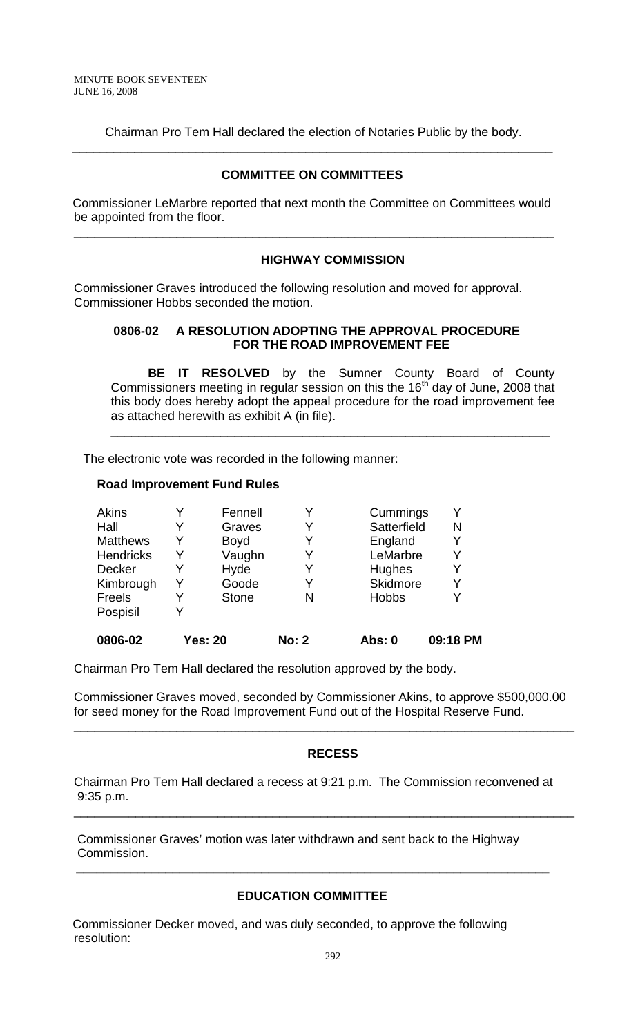Chairman Pro Tem Hall declared the election of Notaries Public by the body.

---

## COMMITTEE ON COMMITTEES

Commissioner LeMarbre reported that next month the Committee on Committees would be appointed from the floor.

---

## HIGHWAY COMMISSION

Commissioner Graves introduced the following resolution and moved for approval. Commissioner Hobbs seconded the motion.

**0806-02 A RESOLUTION ADOPTING THE APPROVAL PROCEDURE FOR THE ROAD IMPROVEMENT FEE**

**BE IT RESOLVED** by the Sumner County Board of County Commissioners meeting in regular session on this the 16th day of June, 2008 that this body does hereby adopt the appeal procedure for the road improvement fee as attached herewith as exhibit A (in file).

---

The electronic vote was recorded in the following manner:

**Road Improvement Fund Rules**

| | | | | | |
|---|---|---|---|---|---|
| Akins | Y | Fennell | Y | Cummings | Y |
| Hall | Y | Graves | Y | Satterfield | N |
| Matthews | Y | Boyd | Y | England | Y |
| Hendricks | Y | Vaughn | Y | LeMarbre | Y |
| Decker | Y | Hyde | Y | Hughes | Y |
| Kimbrough | Y | Goode | Y | Skidmore | Y |
| Freels | Y | Stone | N | Hobbs | Y |
| Pospisil | Y | | | | |
| **0806-02** | **Yes: 20** | | **No: 2** | **Abs: 0** | **09:18 PM** |

Chairman Pro Tem Hall declared the resolution approved by the body.

Commissioner Graves moved, seconded by Commissioner Akins, to approve $500,000.00 for seed money for the Road Improvement Fund out of the Hospital Reserve Fund.

---

## RECESS

Chairman Pro Tem Hall declared a recess at 9:21 p.m. The Commission reconvened at 9:35 p.m.

---

Commissioner Graves' motion was later withdrawn and sent back to the Highway Commission.

---

## EDUCATION COMMITTEE

Commissioner Decker moved, and was duly seconded, to approve the following resolution: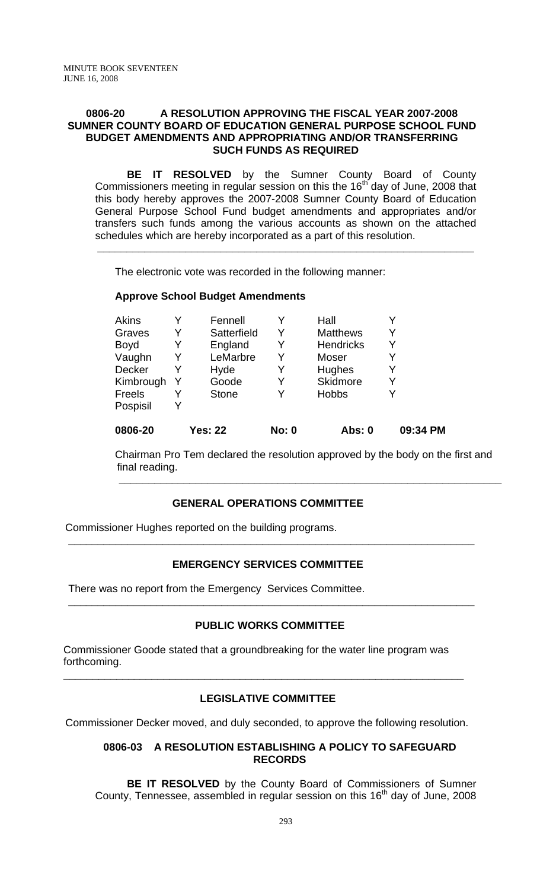**0806-20 A RESOLUTION APPROVING THE FISCAL YEAR 2007-2008 SUMNER COUNTY BOARD OF EDUCATION GENERAL PURPOSE SCHOOL FUND BUDGET AMENDMENTS AND APPROPRIATING AND/OR TRANSFERRING SUCH FUNDS AS REQUIRED**

**BE IT RESOLVED** by the Sumner County Board of County Commissioners meeting in regular session on this the 16th day of June, 2008 that this body hereby approves the 2007-2008 Sumner County Board of Education General Purpose School Fund budget amendments and appropriates and/or transfers such funds among the various accounts as shown on the attached schedules which are hereby incorporated as a part of this resolution.

---

The electronic vote was recorded in the following manner:

**Approve School Budget Amendments**

| | | | | | |
|---|---|---|---|---|---|
| Akins | Y | Fennell | Y | Hall | Y |
| Graves | Y | Satterfield | Y | Matthews | Y |
| Boyd | Y | England | Y | Hendricks | Y |
| Vaughn | Y | LeMarbre | Y | Moser | Y |
| Decker | Y | Hyde | Y | Hughes | Y |
| Kimbrough | Y | Goode | Y | Skidmore | Y |
| Freels | Y | Stone | Y | Hobbs | Y |
| Pospisil | Y | | | | |

**0806-20 Yes: 22 No: 0 Abs: 0 09:34 PM**

Chairman Pro Tem declared the resolution approved by the body on the first and final reading.

---

**GENERAL OPERATIONS COMMITTEE**

Commissioner Hughes reported on the building programs.

---

**EMERGENCY SERVICES COMMITTEE**

There was no report from the Emergency Services Committee.

---

**PUBLIC WORKS COMMITTEE**

Commissioner Goode stated that a groundbreaking for the water line program was forthcoming.

---

**LEGISLATIVE COMMITTEE**

Commissioner Decker moved, and duly seconded, to approve the following resolution.

**0806-03 A RESOLUTION ESTABLISHING A POLICY TO SAFEGUARD RECORDS**

**BE IT RESOLVED** by the County Board of Commissioners of Sumner County, Tennessee, assembled in regular session on this 16th day of June, 2008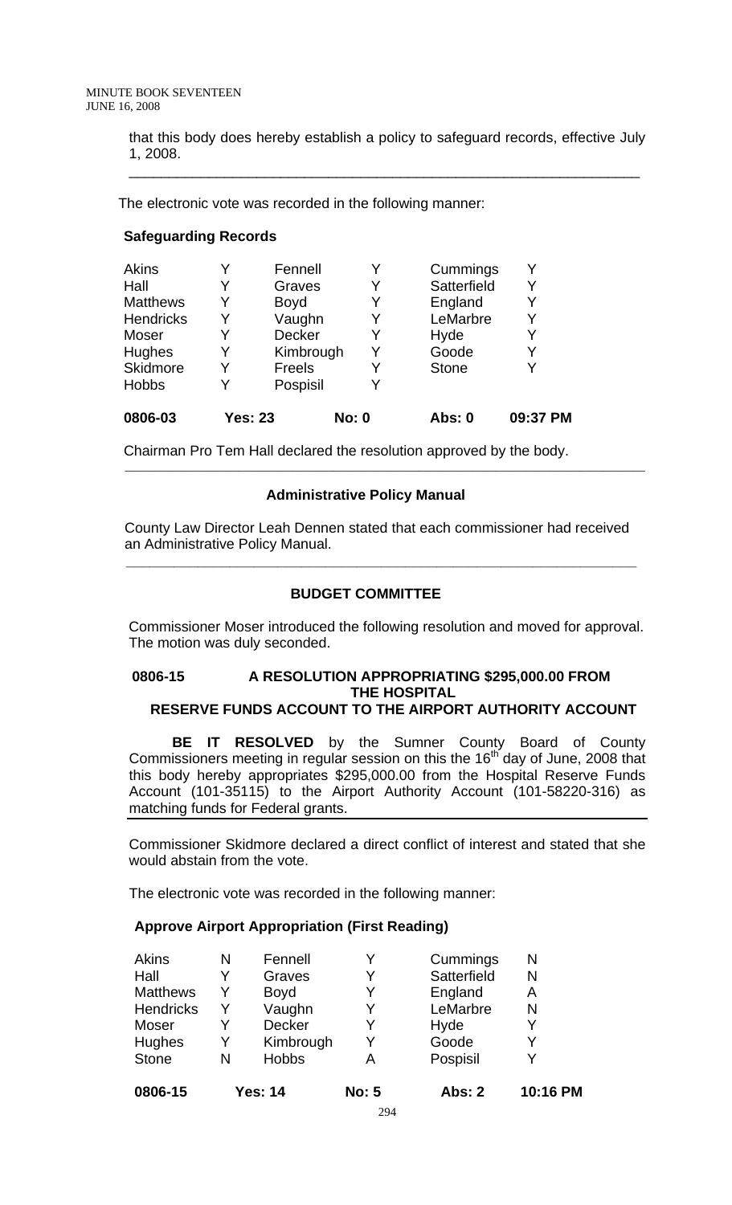that this body does hereby establish a policy to safeguard records, effective July 1, 2008.

---

The electronic vote was recorded in the following manner:

**Safeguarding Records**

| | | | | | |
|---|---|---|---|---|---|
| Akins | Y | Fennell | Y | Cummings | Y |
| Hall | Y | Graves | Y | Satterfield | Y |
| Matthews | Y | Boyd | Y | England | Y |
| Hendricks | Y | Vaughn | Y | LeMarbre | Y |
| Moser | Y | Decker | Y | Hyde | Y |
| Hughes | Y | Kimbrough | Y | Goode | Y |
| Skidmore | Y | Freels | Y | Stone | Y |
| Hobbs | Y | Pospisil | Y | | |
| **0806-03** | **Yes: 23** | | **No: 0** | **Abs: 0** | **09:37 PM** |

Chairman Pro Tem Hall declared the resolution approved by the body.

---

**Administrative Policy Manual**

County Law Director Leah Dennen stated that each commissioner had received an Administrative Policy Manual.

---

**BUDGET COMMITTEE**

Commissioner Moser introduced the following resolution and moved for approval. The motion was duly seconded.

**0806-15 A RESOLUTION APPROPRIATING $295,000.00 FROM THE HOSPITAL RESERVE FUNDS ACCOUNT TO THE AIRPORT AUTHORITY ACCOUNT**

**BE IT RESOLVED** by the Sumner County Board of County Commissioners meeting in regular session on this the 16th day of June, 2008 that this body hereby appropriates $295,000.00 from the Hospital Reserve Funds Account (101-35115) to the Airport Authority Account (101-58220-316) as matching funds for Federal grants.

Commissioner Skidmore declared a direct conflict of interest and stated that she would abstain from the vote.

The electronic vote was recorded in the following manner:

**Approve Airport Appropriation (First Reading)**

| | | | | | |
|---|---|---|---|---|---|
| Akins | N | Fennell | Y | Cummings | N |
| Hall | Y | Graves | Y | Satterfield | N |
| Matthews | Y | Boyd | Y | England | A |
| Hendricks | Y | Vaughn | Y | LeMarbre | N |
| Moser | Y | Decker | Y | Hyde | Y |
| Hughes | Y | Kimbrough | Y | Goode | Y |
| Stone | N | Hobbs | A | Pospisil | Y |
| **0806-15** | **Yes: 14** | | **No: 5** | **Abs: 2** | **10:16 PM** |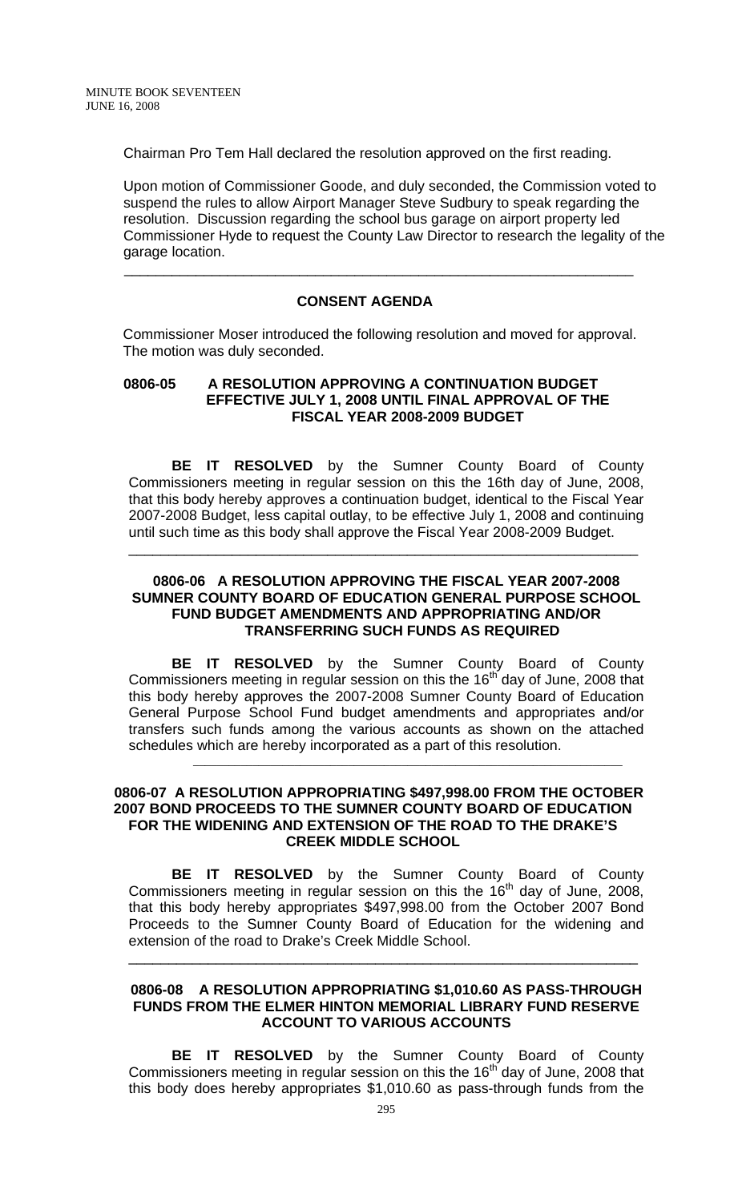Chairman Pro Tem Hall declared the resolution approved on the first reading.

Upon motion of Commissioner Goode, and duly seconded, the Commission voted to suspend the rules to allow Airport Manager Steve Sudbury to speak regarding the resolution. Discussion regarding the school bus garage on airport property led Commissioner Hyde to request the County Law Director to research the legality of the garage location.

---

**CONSENT AGENDA**

Commissioner Moser introduced the following resolution and moved for approval. The motion was duly seconded.

**0806-05 A RESOLUTION APPROVING A CONTINUATION BUDGET EFFECTIVE JULY 1, 2008 UNTIL FINAL APPROVAL OF THE FISCAL YEAR 2008-2009 BUDGET**

**BE IT RESOLVED** by the Sumner County Board of County Commissioners meeting in regular session on this the 16th day of June, 2008, that this body hereby approves a continuation budget, identical to the Fiscal Year 2007-2008 Budget, less capital outlay, to be effective July 1, 2008 and continuing until such time as this body shall approve the Fiscal Year 2008-2009 Budget.

---

**0806-06 A RESOLUTION APPROVING THE FISCAL YEAR 2007-2008 SUMNER COUNTY BOARD OF EDUCATION GENERAL PURPOSE SCHOOL FUND BUDGET AMENDMENTS AND APPROPRIATING AND/OR TRANSFERRING SUCH FUNDS AS REQUIRED**

**BE IT RESOLVED** by the Sumner County Board of County Commissioners meeting in regular session on this the 16th day of June, 2008 that this body hereby approves the 2007-2008 Sumner County Board of Education General Purpose School Fund budget amendments and appropriates and/or transfers such funds among the various accounts as shown on the attached schedules which are hereby incorporated as a part of this resolution.

---

**0806-07 A RESOLUTION APPROPRIATING $497,998.00 FROM THE OCTOBER 2007 BOND PROCEEDS TO THE SUMNER COUNTY BOARD OF EDUCATION FOR THE WIDENING AND EXTENSION OF THE ROAD TO THE DRAKE'S CREEK MIDDLE SCHOOL**

**BE IT RESOLVED** by the Sumner County Board of County Commissioners meeting in regular session on this the 16th day of June, 2008, that this body hereby appropriates $497,998.00 from the October 2007 Bond Proceeds to the Sumner County Board of Education for the widening and extension of the road to Drake's Creek Middle School.

---

**0806-08 A RESOLUTION APPROPRIATING $1,010.60 AS PASS-THROUGH FUNDS FROM THE ELMER HINTON MEMORIAL LIBRARY FUND RESERVE ACCOUNT TO VARIOUS ACCOUNTS**

**BE IT RESOLVED** by the Sumner County Board of County Commissioners meeting in regular session on this the 16th day of June, 2008 that this body does hereby appropriates $1,010.60 as pass-through funds from the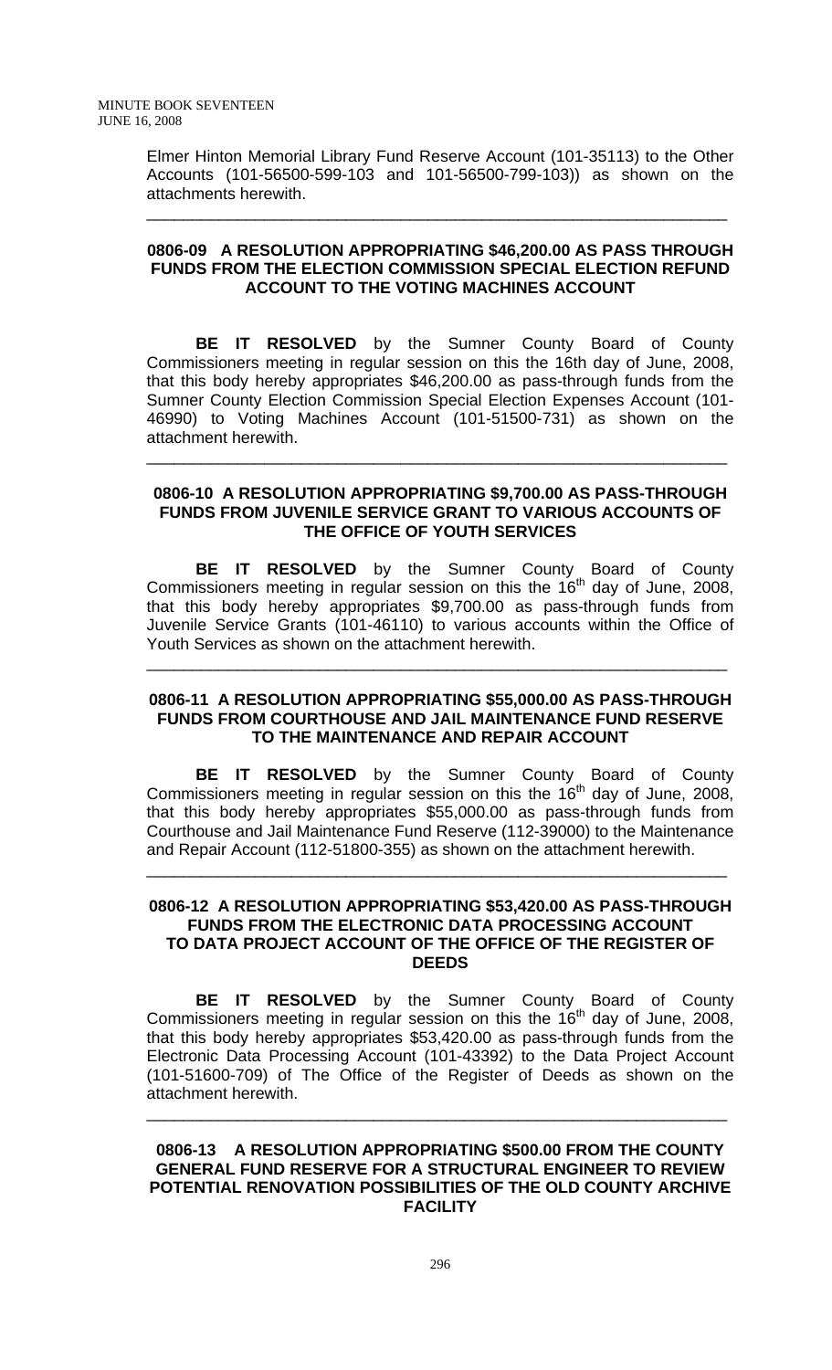Elmer Hinton Memorial Library Fund Reserve Account (101-35113) to the Other Accounts (101-56500-599-103 and 101-56500-799-103)) as shown on the attachments herewith.

---

**0806-09 A RESOLUTION APPROPRIATING $46,200.00 AS PASS THROUGH FUNDS FROM THE ELECTION COMMISSION SPECIAL ELECTION REFUND ACCOUNT TO THE VOTING MACHINES ACCOUNT**

**BE IT RESOLVED** by the Sumner County Board of County Commissioners meeting in regular session on this the 16th day of June, 2008, that this body hereby appropriates $46,200.00 as pass-through funds from the Sumner County Election Commission Special Election Expenses Account (101-46990) to Voting Machines Account (101-51500-731) as shown on the attachment herewith.

---

**0806-10 A RESOLUTION APPROPRIATING $9,700.00 AS PASS-THROUGH FUNDS FROM JUVENILE SERVICE GRANT TO VARIOUS ACCOUNTS OF THE OFFICE OF YOUTH SERVICES**

**BE IT RESOLVED** by the Sumner County Board of County Commissioners meeting in regular session on this the 16th day of June, 2008, that this body hereby appropriates $9,700.00 as pass-through funds from Juvenile Service Grants (101-46110) to various accounts within the Office of Youth Services as shown on the attachment herewith.

---

**0806-11 A RESOLUTION APPROPRIATING $55,000.00 AS PASS-THROUGH FUNDS FROM COURTHOUSE AND JAIL MAINTENANCE FUND RESERVE TO THE MAINTENANCE AND REPAIR ACCOUNT**

**BE IT RESOLVED** by the Sumner County Board of County Commissioners meeting in regular session on this the 16th day of June, 2008, that this body hereby appropriates $55,000.00 as pass-through funds from Courthouse and Jail Maintenance Fund Reserve (112-39000) to the Maintenance and Repair Account (112-51800-355) as shown on the attachment herewith.

---

**0806-12 A RESOLUTION APPROPRIATING $53,420.00 AS PASS-THROUGH FUNDS FROM THE ELECTRONIC DATA PROCESSING ACCOUNT TO DATA PROJECT ACCOUNT OF THE OFFICE OF THE REGISTER OF DEEDS**

**BE IT RESOLVED** by the Sumner County Board of County Commissioners meeting in regular session on this the 16th day of June, 2008, that this body hereby appropriates $53,420.00 as pass-through funds from the Electronic Data Processing Account (101-43392) to the Data Project Account (101-51600-709) of The Office of the Register of Deeds as shown on the attachment herewith.

---

**0806-13 A RESOLUTION APPROPRIATING $500.00 FROM THE COUNTY GENERAL FUND RESERVE FOR A STRUCTURAL ENGINEER TO REVIEW POTENTIAL RENOVATION POSSIBILITIES OF THE OLD COUNTY ARCHIVE FACILITY**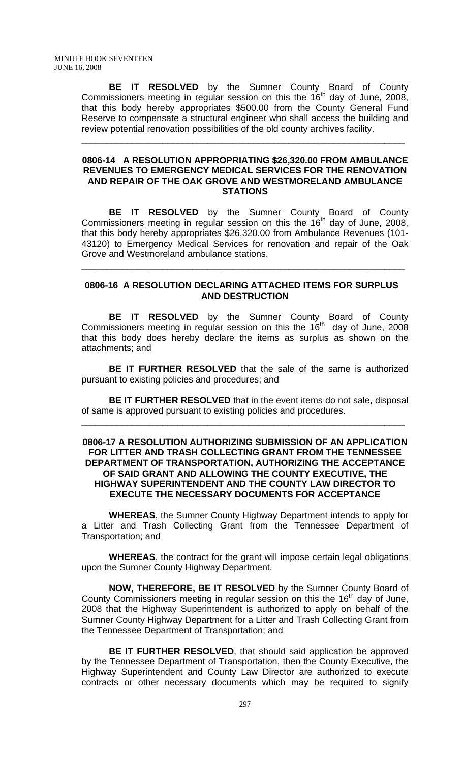**BE IT RESOLVED** by the Sumner County Board of County Commissioners meeting in regular session on this the 16th day of June, 2008, that this body hereby appropriates $500.00 from the County General Fund Reserve to compensate a structural engineer who shall access the building and review potential renovation possibilities of the old county archives facility.

---

### 0806-14 A RESOLUTION APPROPRIATING $26,320.00 FROM AMBULANCE REVENUES TO EMERGENCY MEDICAL SERVICES FOR THE RENOVATION AND REPAIR OF THE OAK GROVE AND WESTMORELAND AMBULANCE STATIONS

**BE IT RESOLVED** by the Sumner County Board of County Commissioners meeting in regular session on this the 16th day of June, 2008, that this body hereby appropriates $26,320.00 from Ambulance Revenues (101-43120) to Emergency Medical Services for renovation and repair of the Oak Grove and Westmoreland ambulance stations.

---

### 0806-16 A RESOLUTION DECLARING ATTACHED ITEMS FOR SURPLUS AND DESTRUCTION

**BE IT RESOLVED** by the Sumner County Board of County Commissioners meeting in regular session on this the 16th day of June, 2008 that this body does hereby declare the items as surplus as shown on the attachments; and

**BE IT FURTHER RESOLVED** that the sale of the same is authorized pursuant to existing policies and procedures; and

**BE IT FURTHER RESOLVED** that in the event items do not sale, disposal of same is approved pursuant to existing policies and procedures.

---

### 0806-17 A RESOLUTION AUTHORIZING SUBMISSION OF AN APPLICATION FOR LITTER AND TRASH COLLECTING GRANT FROM THE TENNESSEE DEPARTMENT OF TRANSPORTATION, AUTHORIZING THE ACCEPTANCE OF SAID GRANT AND ALLOWING THE COUNTY EXECUTIVE, THE HIGHWAY SUPERINTENDENT AND THE COUNTY LAW DIRECTOR TO EXECUTE THE NECESSARY DOCUMENTS FOR ACCEPTANCE

**WHEREAS**, the Sumner County Highway Department intends to apply for a Litter and Trash Collecting Grant from the Tennessee Department of Transportation; and

**WHEREAS**, the contract for the grant will impose certain legal obligations upon the Sumner County Highway Department.

**NOW, THEREFORE, BE IT RESOLVED** by the Sumner County Board of County Commissioners meeting in regular session on this the 16th day of June, 2008 that the Highway Superintendent is authorized to apply on behalf of the Sumner County Highway Department for a Litter and Trash Collecting Grant from the Tennessee Department of Transportation; and

**BE IT FURTHER RESOLVED**, that should said application be approved by the Tennessee Department of Transportation, then the County Executive, the Highway Superintendent and County Law Director are authorized to execute contracts or other necessary documents which may be required to signify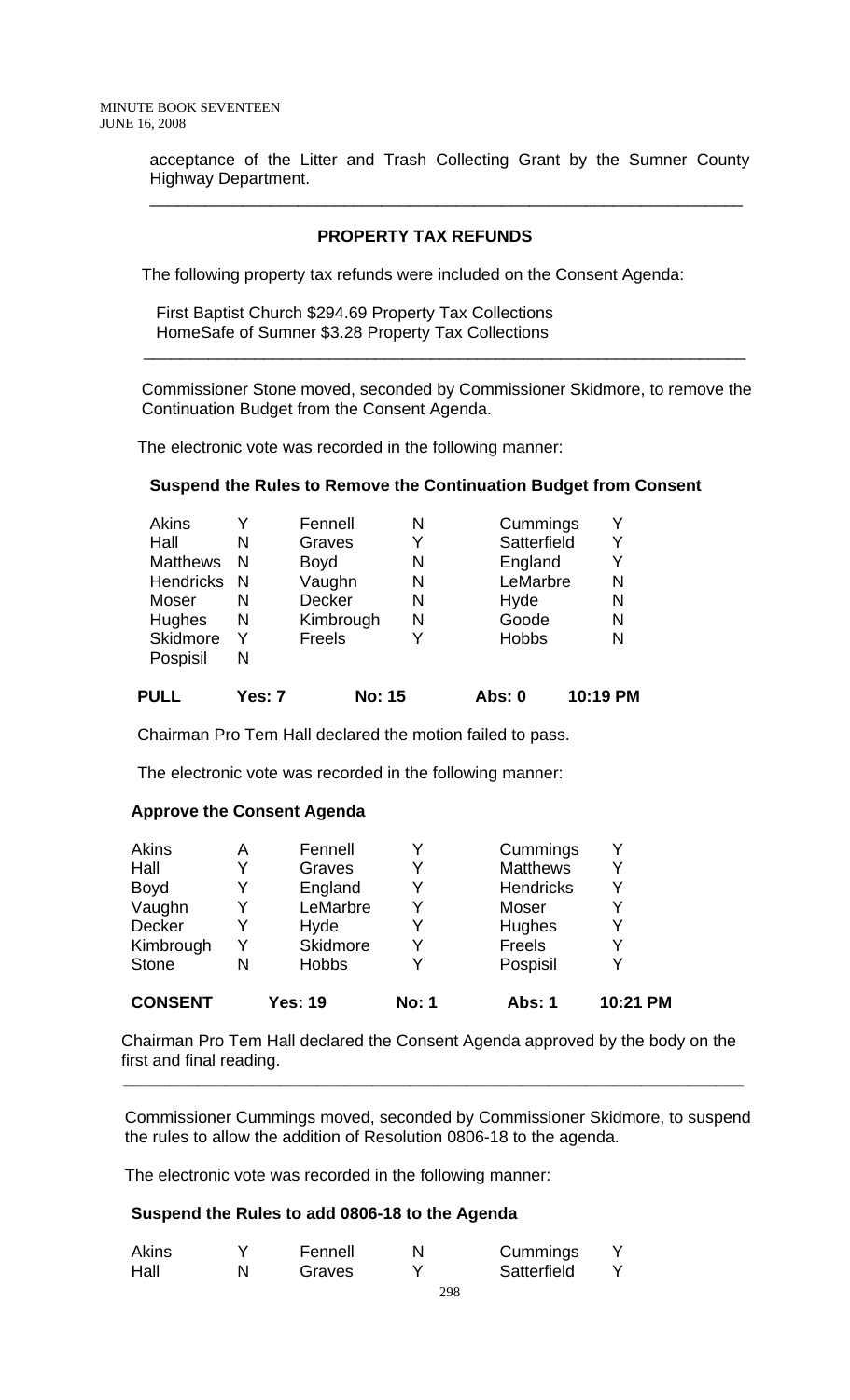acceptance of the Litter and Trash Collecting Grant by the Sumner County Highway Department.

---

**PROPERTY TAX REFUNDS**

The following property tax refunds were included on the Consent Agenda:

First Baptist Church $294.69 Property Tax Collections
HomeSafe of Sumner $3.28 Property Tax Collections

---

Commissioner Stone moved, seconded by Commissioner Skidmore, to remove the Continuation Budget from the Consent Agenda.

The electronic vote was recorded in the following manner:

**Suspend the Rules to Remove the Continuation Budget from Consent**

| | | | | | |
|---|---|---|---|---|---|
| Akins | Y | Fennell | N | Cummings | Y |
| Hall | N | Graves | Y | Satterfield | Y |
| Matthews | N | Boyd | N | England | Y |
| Hendricks | N | Vaughn | N | LeMarbre | N |
| Moser | N | Decker | N | Hyde | N |
| Hughes | N | Kimbrough | N | Goode | N |
| Skidmore | Y | Freels | Y | Hobbs | N |
| Pospisil | N | | | | |
| **PULL** | **Yes: 7** | **No: 15** | | **Abs: 0** | **10:19 PM** |

Chairman Pro Tem Hall declared the motion failed to pass.

The electronic vote was recorded in the following manner:

**Approve the Consent Agenda**

| | | | | | |
|---|---|---|---|---|---|
| Akins | A | Fennell | Y | Cummings | Y |
| Hall | Y | Graves | Y | Matthews | Y |
| Boyd | Y | England | Y | Hendricks | Y |
| Vaughn | Y | LeMarbre | Y | Moser | Y |
| Decker | Y | Hyde | Y | Hughes | Y |
| Kimbrough | Y | Skidmore | Y | Freels | Y |
| Stone | N | Hobbs | Y | Pospisil | Y |
| **CONSENT** | | **Yes: 19** | **No: 1** | **Abs: 1** | **10:21 PM** |

Chairman Pro Tem Hall declared the Consent Agenda approved by the body on the first and final reading.

---

Commissioner Cummings moved, seconded by Commissioner Skidmore, to suspend the rules to allow the addition of Resolution 0806-18 to the agenda.

The electronic vote was recorded in the following manner:

**Suspend the Rules to add 0806-18 to the Agenda**

| | | | | | |
|---|---|---|---|---|---|
| Akins | Y | Fennell | N | Cummings | Y |
| Hall | N | Graves | Y | Satterfield | Y |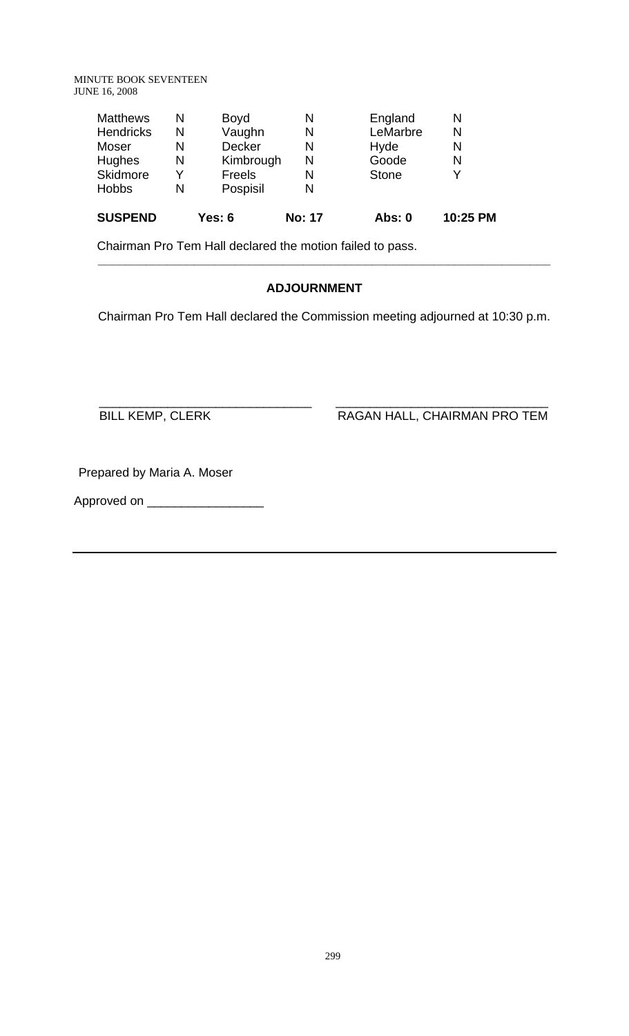| | | | | | |
|---|---|---|---|---|---|
| Matthews | N | Boyd | N | England | N |
| Hendricks | N | Vaughn | N | LeMarbre | N |
| Moser | N | Decker | N | Hyde | N |
| Hughes | N | Kimbrough | N | Goode | N |
| Skidmore | Y | Freels | N | Stone | Y |
| Hobbs | N | Pospisil | N | | |

**SUSPEND** **Yes: 6** **No: 17** **Abs: 0** **10:25 PM**

Chairman Pro Tem Hall declared the motion failed to pass.

---

### ADJOURNMENT

Chairman Pro Tem Hall declared the Commission meeting adjourned at 10:30 p.m.

\_\_\_\_\_\_\_\_\_\_\_\_\_\_\_\_\_\_\_\_\_\_\_\_\_\_\_\_\_\_\_
BILL KEMP, CLERK

\_\_\_\_\_\_\_\_\_\_\_\_\_\_\_\_\_\_\_\_\_\_\_\_\_\_\_\_\_\_\_
RAGAN HALL, CHAIRMAN PRO TEM

Prepared by Maria A. Moser

Approved on \_\_\_\_\_\_\_\_\_\_\_\_\_\_\_\_\_